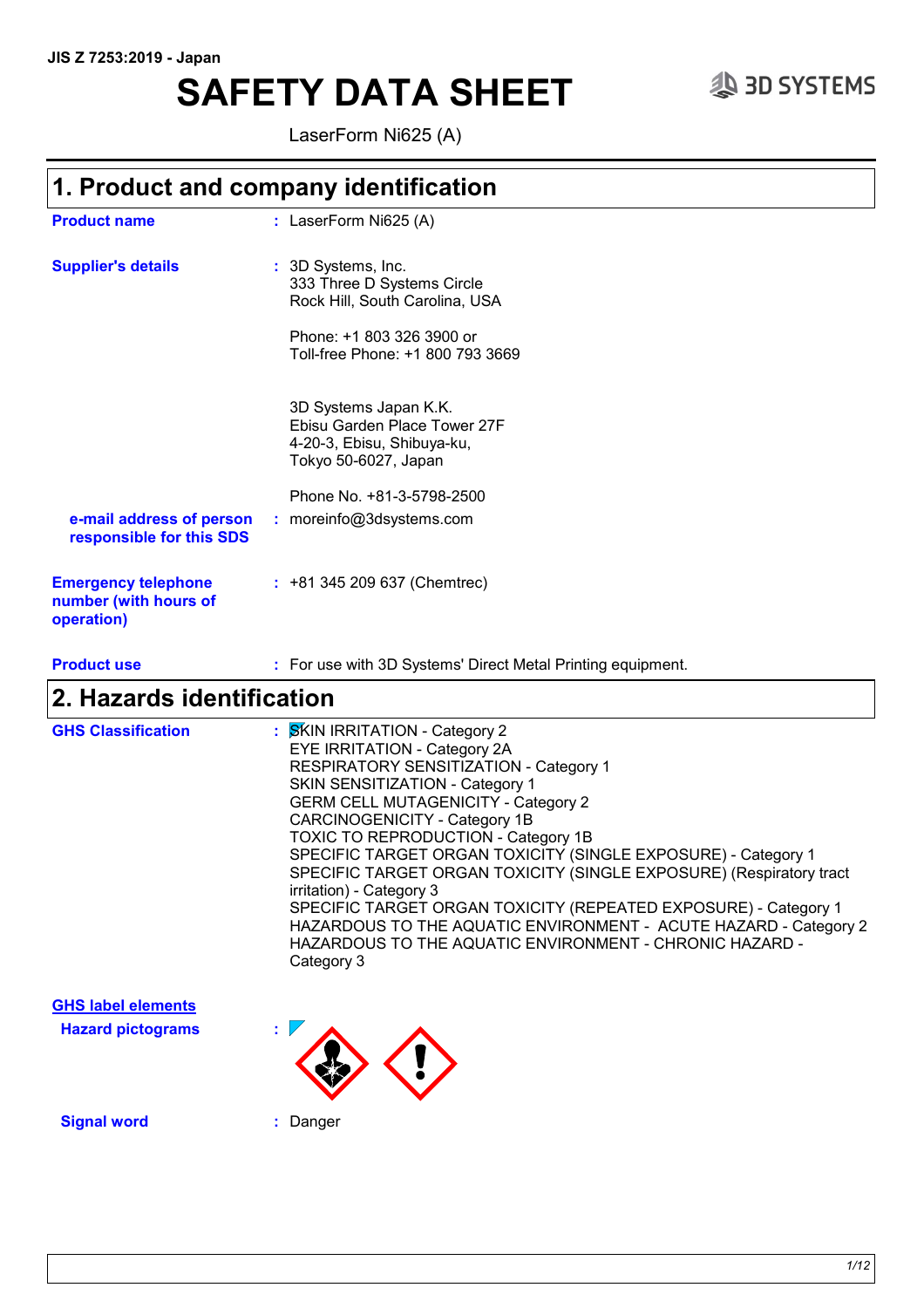JIS Z 7253:2019 - Japan

# SAFETY DATA SHEET

LaserForm Ni625 (A)

## 1. Product and company identification

**Product name** : LaserForm Ni625 (A)

**Supplier's details** : 3D Systems, Inc.
333 Three D Systems Circle
Rock Hill, South Carolina, USA

Phone: +1 803 326 3900 or
Toll-free Phone: +1 800 793 3669

3D Systems Japan K.K.
Ebisu Garden Place Tower 27F
4-20-3, Ebisu, Shibuya-ku,
Tokyo 50-6027, Japan

Phone No. +81-3-5798-2500

**e-mail address of person responsible for this SDS** : moreinfo@3dsystems.com

**Emergency telephone number (with hours of operation)** : +81 345 209 637 (Chemtrec)

**Product use** : For use with 3D Systems' Direct Metal Printing equipment.

## 2. Hazards identification

**GHS Classification** :
SKIN IRRITATION - Category 2
EYE IRRITATION - Category 2A
RESPIRATORY SENSITIZATION - Category 1
SKIN SENSITIZATION - Category 1
GERM CELL MUTAGENICITY - Category 2
CARCINOGENICITY - Category 1B
TOXIC TO REPRODUCTION - Category 1B
SPECIFIC TARGET ORGAN TOXICITY (SINGLE EXPOSURE) - Category 1
SPECIFIC TARGET ORGAN TOXICITY (SINGLE EXPOSURE) (Respiratory tract irritation) - Category 3
SPECIFIC TARGET ORGAN TOXICITY (REPEATED EXPOSURE) - Category 1
HAZARDOUS TO THE AQUATIC ENVIRONMENT - ACUTE HAZARD - Category 2
HAZARDOUS TO THE AQUATIC ENVIRONMENT - CHRONIC HAZARD - Category 3

**GHS label elements**

**Hazard pictograms** :

**Signal word** : Danger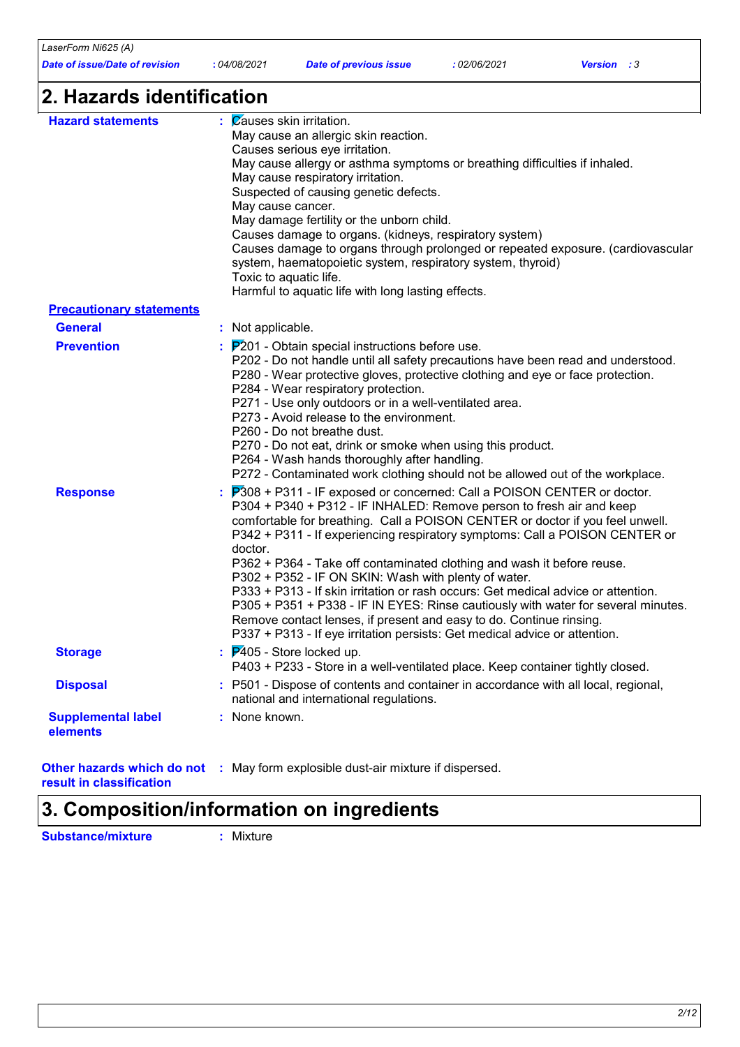## 2. Hazards identification

**Hazard statements** : Causes skin irritation.
May cause an allergic skin reaction.
Causes serious eye irritation.
May cause allergy or asthma symptoms or breathing difficulties if inhaled.
May cause respiratory irritation.
Suspected of causing genetic defects.
May cause cancer.
May damage fertility or the unborn child.
Causes damage to organs. (kidneys, respiratory system)
Causes damage to organs through prolonged or repeated exposure. (cardiovascular system, haematopoietic system, respiratory system, thyroid)
Toxic to aquatic life.
Harmful to aquatic life with long lasting effects.

**Precautionary statements**

**General** : Not applicable.

**Prevention** : P201 - Obtain special instructions before use.
P202 - Do not handle until all safety precautions have been read and understood.
P280 - Wear protective gloves, protective clothing and eye or face protection.
P284 - Wear respiratory protection.
P271 - Use only outdoors or in a well-ventilated area.
P273 - Avoid release to the environment.
P260 - Do not breathe dust.
P270 - Do not eat, drink or smoke when using this product.
P264 - Wash hands thoroughly after handling.
P272 - Contaminated work clothing should not be allowed out of the workplace.

**Response** : P308 + P311 - IF exposed or concerned: Call a POISON CENTER or doctor.
P304 + P340 + P312 - IF INHALED: Remove person to fresh air and keep comfortable for breathing. Call a POISON CENTER or doctor if you feel unwell.
P342 + P311 - If experiencing respiratory symptoms: Call a POISON CENTER or doctor.
P362 + P364 - Take off contaminated clothing and wash it before reuse.
P302 + P352 - IF ON SKIN: Wash with plenty of water.
P333 + P313 - If skin irritation or rash occurs: Get medical advice or attention.
P305 + P351 + P338 - IF IN EYES: Rinse cautiously with water for several minutes. Remove contact lenses, if present and easy to do. Continue rinsing.
P337 + P313 - If eye irritation persists: Get medical advice or attention.

**Storage** : P405 - Store locked up.
P403 + P233 - Store in a well-ventilated place. Keep container tightly closed.

**Disposal** : P501 - Dispose of contents and container in accordance with all local, regional, national and international regulations.

**Supplemental label elements** : None known.

**Other hazards which do not result in classification** : May form explosible dust-air mixture if dispersed.

## 3. Composition/information on ingredients

**Substance/mixture** : Mixture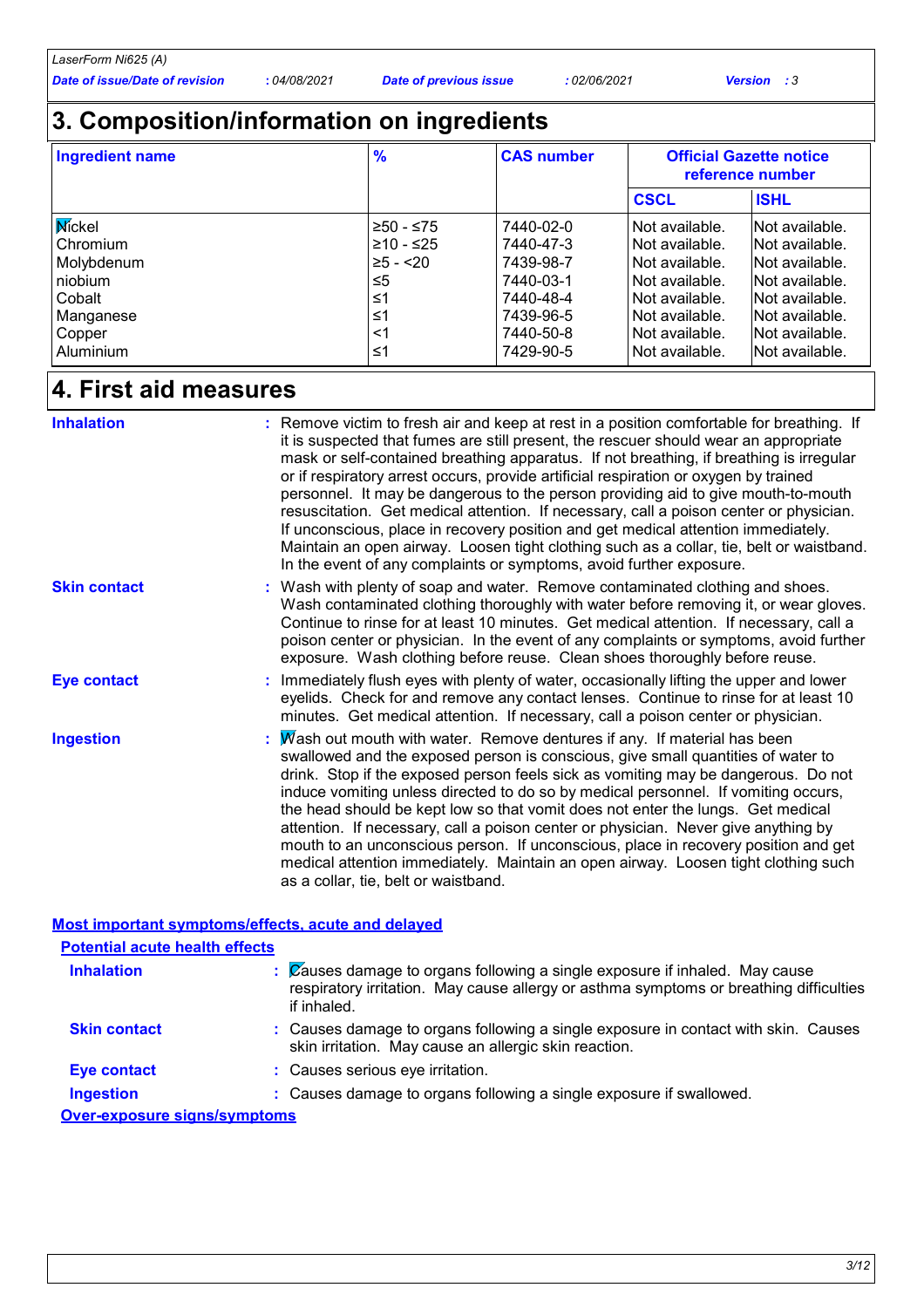## 3. Composition/information on ingredients

| Ingredient name | % | CAS number | Official Gazette notice reference number | |
|---|---|---|---|---|
| | | | CSCL | ISHL |
| Nickel | ≥50 - ≤75 | 7440-02-0 | Not available. | Not available. |
| Chromium | ≥10 - ≤25 | 7440-47-3 | Not available. | Not available. |
| Molybdenum | ≥5 - <20 | 7439-98-7 | Not available. | Not available. |
| niobium | ≤5 | 7440-03-1 | Not available. | Not available. |
| Cobalt | ≤1 | 7440-48-4 | Not available. | Not available. |
| Manganese | ≤1 | 7439-96-5 | Not available. | Not available. |
| Copper | <1 | 7440-50-8 | Not available. | Not available. |
| Aluminium | ≤1 | 7429-90-5 | Not available. | Not available. |

## 4. First aid measures

**Inhalation** : Remove victim to fresh air and keep at rest in a position comfortable for breathing. If it is suspected that fumes are still present, the rescuer should wear an appropriate mask or self-contained breathing apparatus. If not breathing, if breathing is irregular or if respiratory arrest occurs, provide artificial respiration or oxygen by trained personnel. It may be dangerous to the person providing aid to give mouth-to-mouth resuscitation. Get medical attention. If necessary, call a poison center or physician. If unconscious, place in recovery position and get medical attention immediately. Maintain an open airway. Loosen tight clothing such as a collar, tie, belt or waistband. In the event of any complaints or symptoms, avoid further exposure.

**Skin contact** : Wash with plenty of soap and water. Remove contaminated clothing and shoes. Wash contaminated clothing thoroughly with water before removing it, or wear gloves. Continue to rinse for at least 10 minutes. Get medical attention. If necessary, call a poison center or physician. In the event of any complaints or symptoms, avoid further exposure. Wash clothing before reuse. Clean shoes thoroughly before reuse.

**Eye contact** : Immediately flush eyes with plenty of water, occasionally lifting the upper and lower eyelids. Check for and remove any contact lenses. Continue to rinse for at least 10 minutes. Get medical attention. If necessary, call a poison center or physician.

**Ingestion** : Wash out mouth with water. Remove dentures if any. If material has been swallowed and the exposed person is conscious, give small quantities of water to drink. Stop if the exposed person feels sick as vomiting may be dangerous. Do not induce vomiting unless directed to do so by medical personnel. If vomiting occurs, the head should be kept low so that vomit does not enter the lungs. Get medical attention. If necessary, call a poison center or physician. Never give anything by mouth to an unconscious person. If unconscious, place in recovery position and get medical attention immediately. Maintain an open airway. Loosen tight clothing such as a collar, tie, belt or waistband.

### Most important symptoms/effects, acute and delayed

#### Potential acute health effects

**Inhalation** : Causes damage to organs following a single exposure if inhaled. May cause respiratory irritation. May cause allergy or asthma symptoms or breathing difficulties if inhaled.

**Skin contact** : Causes damage to organs following a single exposure in contact with skin. Causes skin irritation. May cause an allergic skin reaction.

**Eye contact** : Causes serious eye irritation.

**Ingestion** : Causes damage to organs following a single exposure if swallowed.

#### Over-exposure signs/symptoms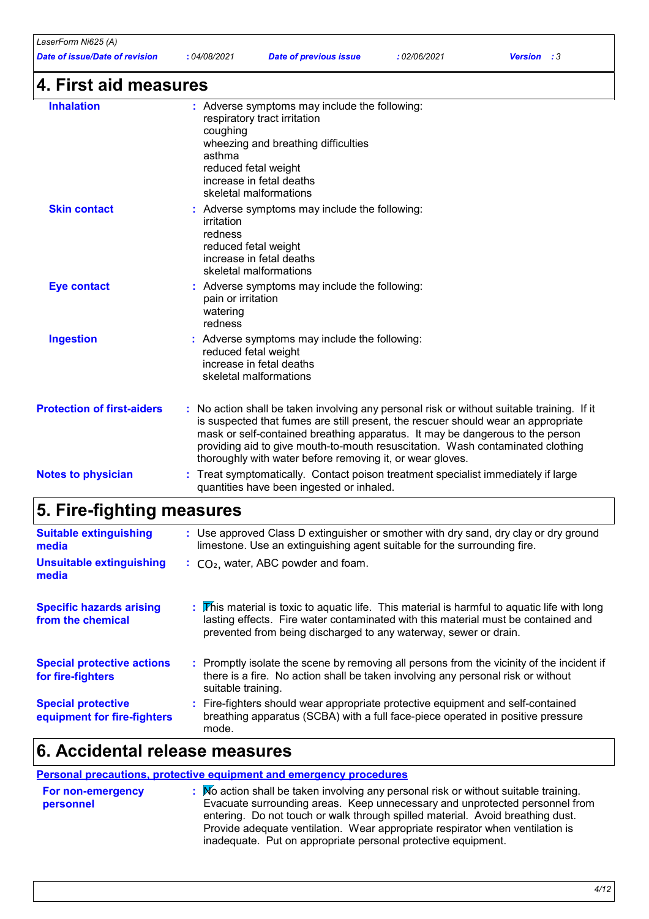## 4. First aid measures

**Inhalation** : Adverse symptoms may include the following:
respiratory tract irritation
coughing
wheezing and breathing difficulties
asthma
reduced fetal weight
increase in fetal deaths
skeletal malformations

**Skin contact** : Adverse symptoms may include the following:
irritation
redness
reduced fetal weight
increase in fetal deaths
skeletal malformations

**Eye contact** : Adverse symptoms may include the following:
pain or irritation
watering
redness

**Ingestion** : Adverse symptoms may include the following:
reduced fetal weight
increase in fetal deaths
skeletal malformations

**Protection of first-aiders** : No action shall be taken involving any personal risk or without suitable training. If it is suspected that fumes are still present, the rescuer should wear an appropriate mask or self-contained breathing apparatus. It may be dangerous to the person providing aid to give mouth-to-mouth resuscitation. Wash contaminated clothing thoroughly with water before removing it, or wear gloves.

**Notes to physician** : Treat symptomatically. Contact poison treatment specialist immediately if large quantities have been ingested or inhaled.

## 5. Fire-fighting measures

**Suitable extinguishing media** : Use approved Class D extinguisher or smother with dry sand, dry clay or dry ground limestone. Use an extinguishing agent suitable for the surrounding fire.

**Unsuitable extinguishing media** : $CO_2$, water, ABC powder and foam.

**Specific hazards arising from the chemical** : This material is toxic to aquatic life. This material is harmful to aquatic life with long lasting effects. Fire water contaminated with this material must be contained and prevented from being discharged to any waterway, sewer or drain.

**Special protective actions for fire-fighters** : Promptly isolate the scene by removing all persons from the vicinity of the incident if there is a fire. No action shall be taken involving any personal risk or without suitable training.

**Special protective equipment for fire-fighters** : Fire-fighters should wear appropriate protective equipment and self-contained breathing apparatus (SCBA) with a full face-piece operated in positive pressure mode.

## 6. Accidental release measures

### Personal precautions, protective equipment and emergency procedures

**For non-emergency personnel** : No action shall be taken involving any personal risk or without suitable training. Evacuate surrounding areas. Keep unnecessary and unprotected personnel from entering. Do not touch or walk through spilled material. Avoid breathing dust. Provide adequate ventilation. Wear appropriate respirator when ventilation is inadequate. Put on appropriate personal protective equipment.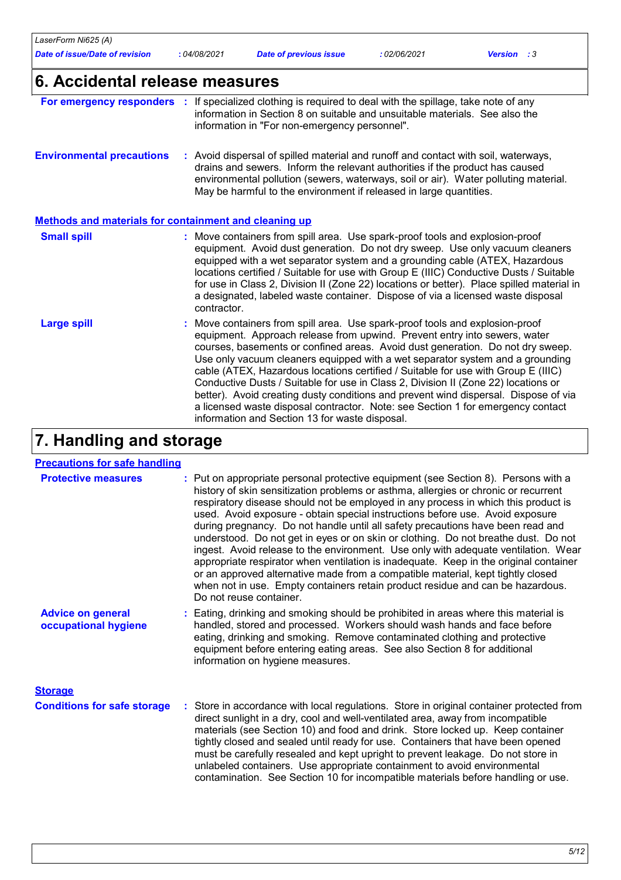# 6. Accidental release measures

**For emergency responders** : If specialized clothing is required to deal with the spillage, take note of any information in Section 8 on suitable and unsuitable materials. See also the information in "For non-emergency personnel".

**Environmental precautions** : Avoid dispersal of spilled material and runoff and contact with soil, waterways, drains and sewers. Inform the relevant authorities if the product has caused environmental pollution (sewers, waterways, soil or air). Water polluting material. May be harmful to the environment if released in large quantities.

## Methods and materials for containment and cleaning up

**Small spill** : Move containers from spill area. Use spark-proof tools and explosion-proof equipment. Avoid dust generation. Do not dry sweep. Use only vacuum cleaners equipped with a wet separator system and a grounding cable (ATEX, Hazardous locations certified / Suitable for use with Group E (IIIC) Conductive Dusts / Suitable for use in Class 2, Division II (Zone 22) locations or better). Place spilled material in a designated, labeled waste container. Dispose of via a licensed waste disposal contractor.

**Large spill** : Move containers from spill area. Use spark-proof tools and explosion-proof equipment. Approach release from upwind. Prevent entry into sewers, water courses, basements or confined areas. Avoid dust generation. Do not dry sweep. Use only vacuum cleaners equipped with a wet separator system and a grounding cable (ATEX, Hazardous locations certified / Suitable for use with Group E (IIIC) Conductive Dusts / Suitable for use in Class 2, Division II (Zone 22) locations or better). Avoid creating dusty conditions and prevent wind dispersal. Dispose of via a licensed waste disposal contractor. Note: see Section 1 for emergency contact information and Section 13 for waste disposal.

# 7. Handling and storage

## Precautions for safe handling

**Protective measures** : Put on appropriate personal protective equipment (see Section 8). Persons with a history of skin sensitization problems or asthma, allergies or chronic or recurrent respiratory disease should not be employed in any process in which this product is used. Avoid exposure - obtain special instructions before use. Avoid exposure during pregnancy. Do not handle until all safety precautions have been read and understood. Do not get in eyes or on skin or clothing. Do not breathe dust. Do not ingest. Avoid release to the environment. Use only with adequate ventilation. Wear appropriate respirator when ventilation is inadequate. Keep in the original container or an approved alternative made from a compatible material, kept tightly closed when not in use. Empty containers retain product residue and can be hazardous. Do not reuse container.

**Advice on general occupational hygiene** : Eating, drinking and smoking should be prohibited in areas where this material is handled, stored and processed. Workers should wash hands and face before eating, drinking and smoking. Remove contaminated clothing and protective equipment before entering eating areas. See also Section 8 for additional information on hygiene measures.

## Storage

**Conditions for safe storage** : Store in accordance with local regulations. Store in original container protected from direct sunlight in a dry, cool and well-ventilated area, away from incompatible materials (see Section 10) and food and drink. Store locked up. Keep container tightly closed and sealed until ready for use. Containers that have been opened must be carefully resealed and kept upright to prevent leakage. Do not store in unlabeled containers. Use appropriate containment to avoid environmental contamination. See Section 10 for incompatible materials before handling or use.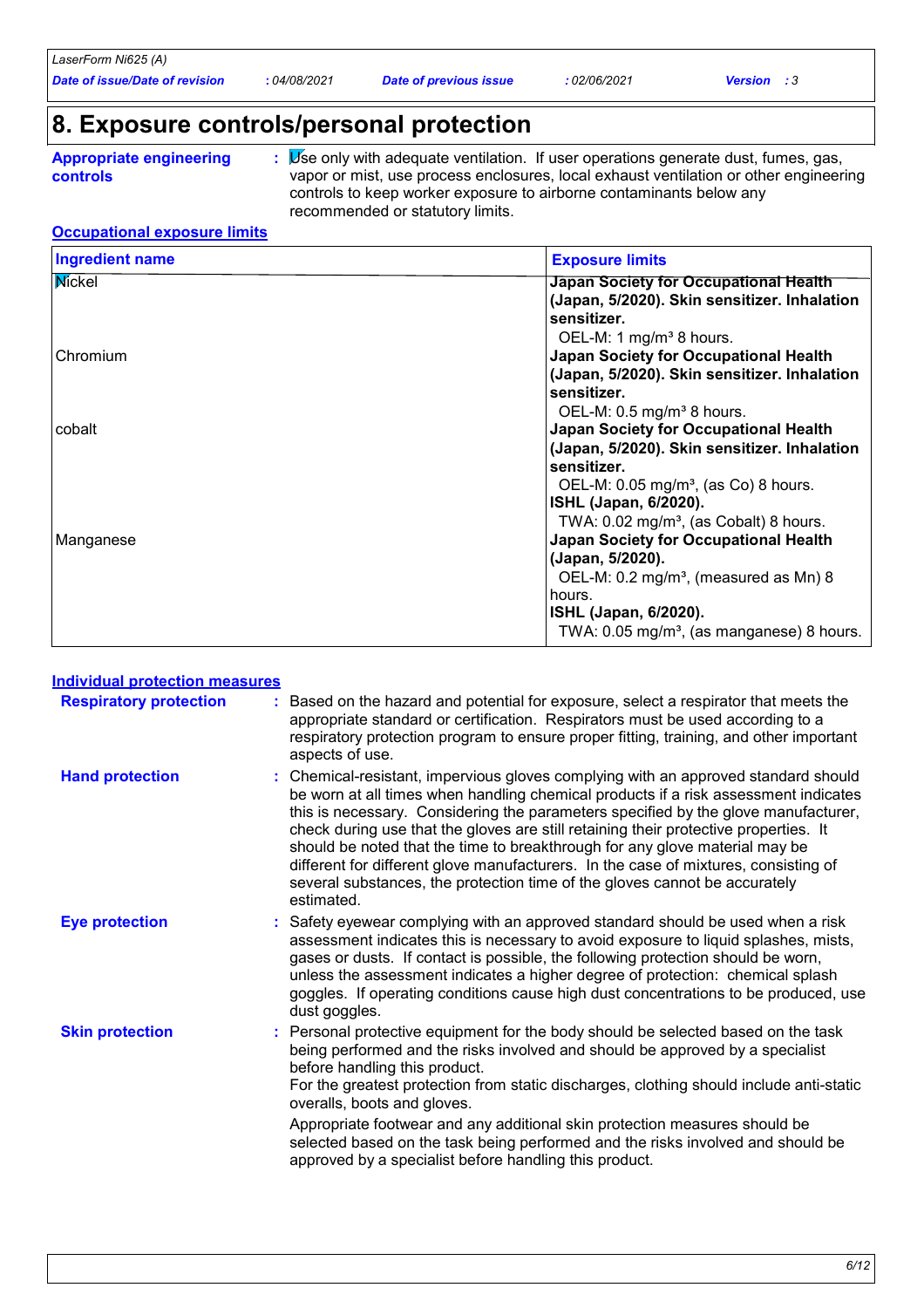# 8. Exposure controls/personal protection

**Appropriate engineering controls** : Use only with adequate ventilation. If user operations generate dust, fumes, gas, vapor or mist, use process enclosures, local exhaust ventilation or other engineering controls to keep worker exposure to airborne contaminants below any recommended or statutory limits.

**Occupational exposure limits**

| Ingredient name | Exposure limits |
|---|---|
| Nickel | **Japan Society for Occupational Health (Japan, 5/2020). Skin sensitizer. Inhalation sensitizer.**<br>OEL-M: 1 mg/m³ 8 hours. |
| Chromium | **Japan Society for Occupational Health (Japan, 5/2020). Skin sensitizer. Inhalation sensitizer.**<br>OEL-M: 0.5 mg/m³ 8 hours. |
| cobalt | **Japan Society for Occupational Health (Japan, 5/2020). Skin sensitizer. Inhalation sensitizer.**<br>OEL-M: 0.05 mg/m³, (as Co) 8 hours.<br>**ISHL (Japan, 6/2020).**<br>TWA: 0.02 mg/m³, (as Cobalt) 8 hours. |
| Manganese | **Japan Society for Occupational Health (Japan, 5/2020).**<br>OEL-M: 0.2 mg/m³, (measured as Mn) 8 hours.<br>**ISHL (Japan, 6/2020).**<br>TWA: 0.05 mg/m³, (as manganese) 8 hours. |

**Individual protection measures**

**Respiratory protection** : Based on the hazard and potential for exposure, select a respirator that meets the appropriate standard or certification. Respirators must be used according to a respiratory protection program to ensure proper fitting, training, and other important aspects of use.

**Hand protection** : Chemical-resistant, impervious gloves complying with an approved standard should be worn at all times when handling chemical products if a risk assessment indicates this is necessary. Considering the parameters specified by the glove manufacturer, check during use that the gloves are still retaining their protective properties. It should be noted that the time to breakthrough for any glove material may be different for different glove manufacturers. In the case of mixtures, consisting of several substances, the protection time of the gloves cannot be accurately estimated.

**Eye protection** : Safety eyewear complying with an approved standard should be used when a risk assessment indicates this is necessary to avoid exposure to liquid splashes, mists, gases or dusts. If contact is possible, the following protection should be worn, unless the assessment indicates a higher degree of protection: chemical splash goggles. If operating conditions cause high dust concentrations to be produced, use dust goggles.

**Skin protection** : Personal protective equipment for the body should be selected based on the task being performed and the risks involved and should be approved by a specialist before handling this product.
For the greatest protection from static discharges, clothing should include anti-static overalls, boots and gloves.

Appropriate footwear and any additional skin protection measures should be selected based on the task being performed and the risks involved and should be approved by a specialist before handling this product.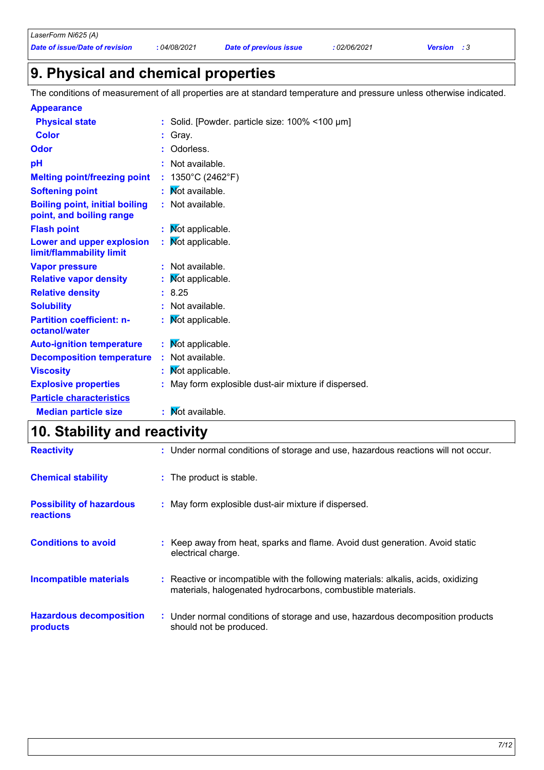# 9. Physical and chemical properties

The conditions of measurement of all properties are at standard temperature and pressure unless otherwise indicated.

**Appearance**

| | |
|---|---|
| **Physical state** | : Solid. [Powder. particle size: 100% <100 µm] |
| **Color** | : Gray. |
| **Odor** | : Odorless. |
| **pH** | : Not available. |
| **Melting point/freezing point** | : 1350°C (2462°F) |
| **Softening point** | : Not available. |
| **Boiling point, initial boiling point, and boiling range** | : Not available. |
| **Flash point** | : Not applicable. |
| **Lower and upper explosion limit/flammability limit** | : Not applicable. |
| **Vapor pressure** | : Not available. |
| **Relative vapor density** | : Not applicable. |
| **Relative density** | : 8.25 |
| **Solubility** | : Not available. |
| **Partition coefficient: n-octanol/water** | : Not applicable. |
| **Auto-ignition temperature** | : Not applicable. |
| **Decomposition temperature** | : Not available. |
| **Viscosity** | : Not applicable. |
| **Explosive properties** | : May form explosible dust-air mixture if dispersed. |

**Particle characteristics**

| | |
|---|---|
| **Median particle size** | : Not available. |

# 10. Stability and reactivity

| | |
|---|---|
| **Reactivity** | : Under normal conditions of storage and use, hazardous reactions will not occur. |
| **Chemical stability** | : The product is stable. |
| **Possibility of hazardous reactions** | : May form explosible dust-air mixture if dispersed. |
| **Conditions to avoid** | : Keep away from heat, sparks and flame. Avoid dust generation. Avoid static electrical charge. |
| **Incompatible materials** | : Reactive or incompatible with the following materials: alkalis, acids, oxidizing materials, halogenated hydrocarbons, combustible materials. |
| **Hazardous decomposition products** | : Under normal conditions of storage and use, hazardous decomposition products should not be produced. |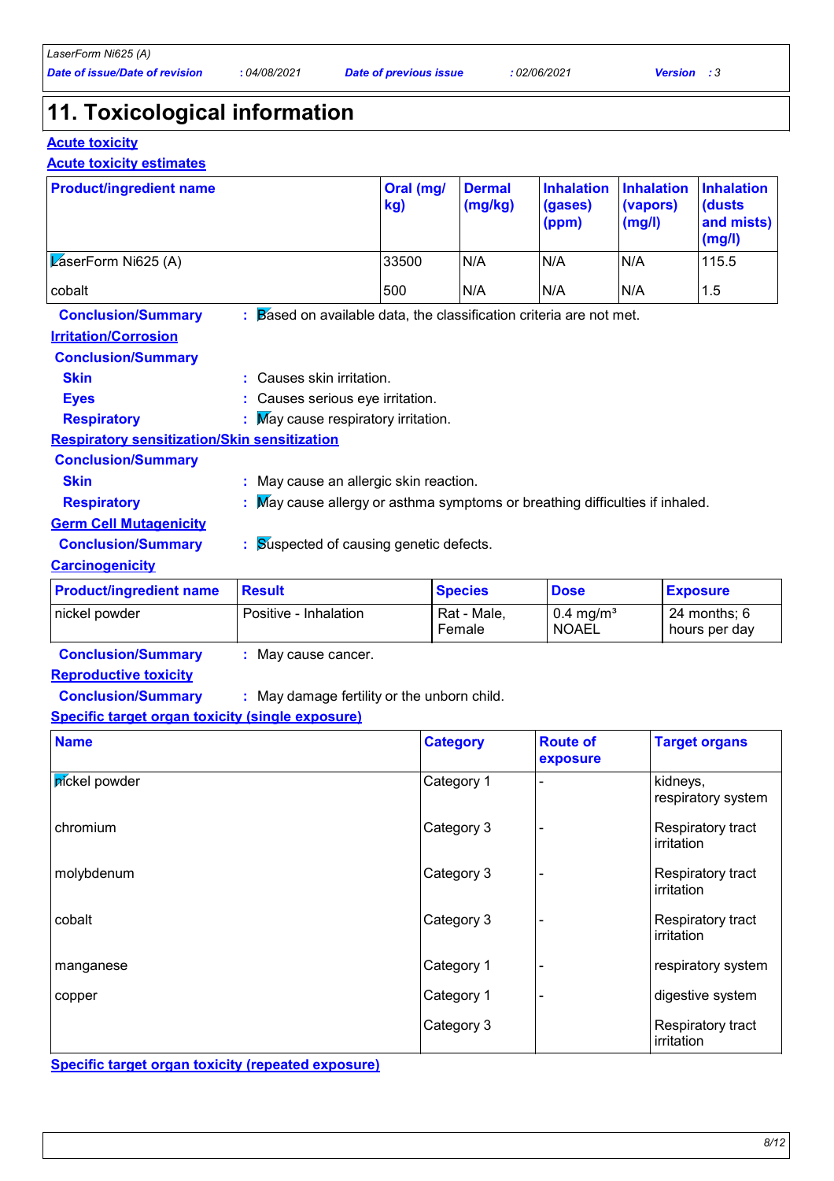# 11. Toxicological information

**Acute toxicity**

**Acute toxicity estimates**

| Product/ingredient name | Oral (mg/kg) | Dermal (mg/kg) | Inhalation (gases) (ppm) | Inhalation (vapors) (mg/l) | Inhalation (dusts and mists) (mg/l) |
|---|---|---|---|---|---|
| LaserForm Ni625 (A) | 33500 | N/A | N/A | N/A | 115.5 |
| cobalt | 500 | N/A | N/A | N/A | 1.5 |

**Conclusion/Summary** : Based on available data, the classification criteria are not met.

**Irritation/Corrosion**

**Conclusion/Summary**

**Skin** : Causes skin irritation.

**Eyes** : Causes serious eye irritation.

**Respiratory** : May cause respiratory irritation.

**Respiratory sensitization/Skin sensitization**

**Conclusion/Summary**

**Skin** : May cause an allergic skin reaction.

**Respiratory** : May cause allergy or asthma symptoms or breathing difficulties if inhaled.

**Germ Cell Mutagenicity**

**Conclusion/Summary** : Suspected of causing genetic defects.

**Carcinogenicity**

| Product/ingredient name | Result | Species | Dose | Exposure |
|---|---|---|---|---|
| nickel powder | Positive - Inhalation | Rat - Male, Female | 0.4 mg/m³ NOAEL | 24 months; 6 hours per day |

**Conclusion/Summary** : May cause cancer.

**Reproductive toxicity**

**Conclusion/Summary** : May damage fertility or the unborn child.

**Specific target organ toxicity (single exposure)**

| Name | Category | Route of exposure | Target organs |
|---|---|---|---|
| nickel powder | Category 1 | - | kidneys, respiratory system |
| chromium | Category 3 | - | Respiratory tract irritation |
| molybdenum | Category 3 | - | Respiratory tract irritation |
| cobalt | Category 3 | - | Respiratory tract irritation |
| manganese | Category 1 | - | respiratory system |
| copper | Category 1 | - | digestive system |
| | Category 3 | | Respiratory tract irritation |

**Specific target organ toxicity (repeated exposure)**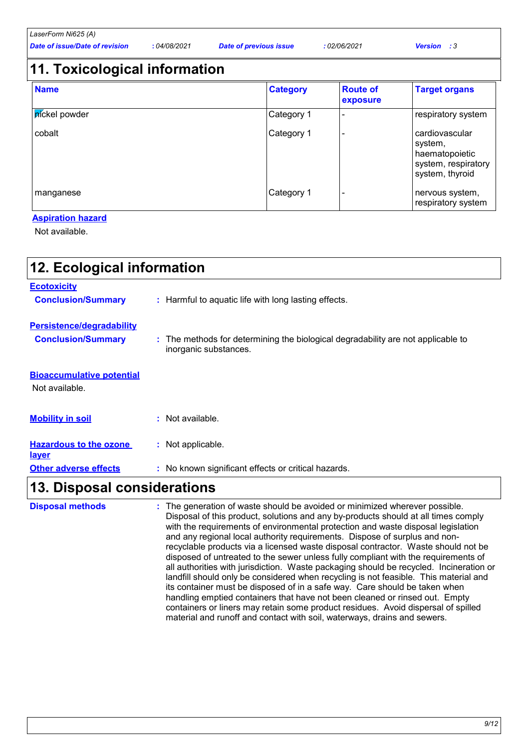## 11. Toxicological information

| Name | Category | Route of exposure | Target organs |
|---|---|---|---|
| nickel powder | Category 1 | - | respiratory system |
| cobalt | Category 1 | - | cardiovascular system, haematopoietic system, respiratory system, thyroid |
| manganese | Category 1 | - | nervous system, respiratory system |

**Aspiration hazard**

Not available.

## 12. Ecological information

**Ecotoxicity**

**Conclusion/Summary** : Harmful to aquatic life with long lasting effects.

**Persistence/degradability**

**Conclusion/Summary** : The methods for determining the biological degradability are not applicable to inorganic substances.

**Bioaccumulative potential**

Not available.

**Mobility in soil** : Not available.

**Hazardous to the ozone layer** : Not applicable.

**Other adverse effects** : No known significant effects or critical hazards.

## 13. Disposal considerations

**Disposal methods** : The generation of waste should be avoided or minimized wherever possible. Disposal of this product, solutions and any by-products should at all times comply with the requirements of environmental protection and waste disposal legislation and any regional local authority requirements. Dispose of surplus and non-recyclable products via a licensed waste disposal contractor. Waste should not be disposed of untreated to the sewer unless fully compliant with the requirements of all authorities with jurisdiction. Waste packaging should be recycled. Incineration or landfill should only be considered when recycling is not feasible. This material and its container must be disposed of in a safe way. Care should be taken when handling emptied containers that have not been cleaned or rinsed out. Empty containers or liners may retain some product residues. Avoid dispersal of spilled material and runoff and contact with soil, waterways, drains and sewers.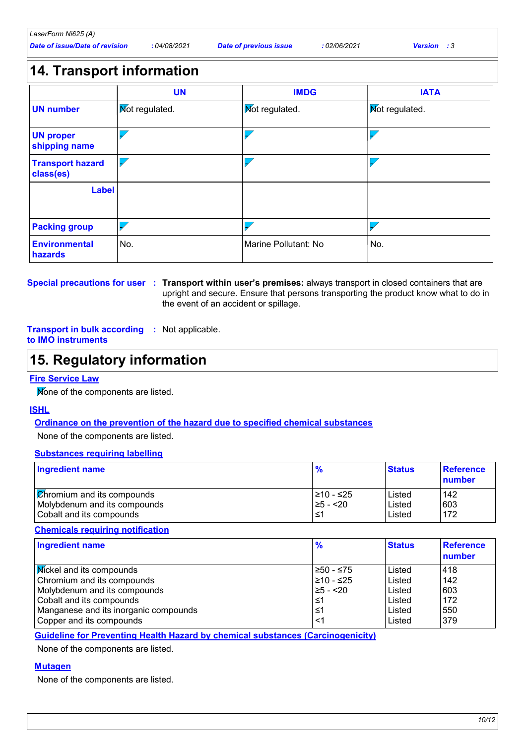## 14. Transport information

| | UN | IMDG | IATA |
|---|---|---|---|
| UN number | Not regulated. | Not regulated. | Not regulated. |
| UN proper shipping name | - | - | - |
| Transport hazard class(es) | - | - | - |
| Label | | | |
| Packing group | - | - | - |
| Environmental hazards | No. | Marine Pollutant: No | No. |

**Special precautions for user** : **Transport within user's premises:** always transport in closed containers that are upright and secure. Ensure that persons transporting the product know what to do in the event of an accident or spillage.

**Transport in bulk according to IMO instruments** : Not applicable.

## 15. Regulatory information

### Fire Service Law

None of the components are listed.

### ISHL

#### Ordinance on the prevention of the hazard due to specified chemical substances

None of the components are listed.

#### Substances requiring labelling

| Ingredient name | % | Status | Reference number |
|---|---|---|---|
| Chromium and its compounds | ≥10 - ≤25 | Listed | 142 |
| Molybdenum and its compounds | ≥5 - <20 | Listed | 603 |
| Cobalt and its compounds | ≤1 | Listed | 172 |

#### Chemicals requiring notification

| Ingredient name | % | Status | Reference number |
|---|---|---|---|
| Nickel and its compounds | ≥50 - ≤75 | Listed | 418 |
| Chromium and its compounds | ≥10 - ≤25 | Listed | 142 |
| Molybdenum and its compounds | ≥5 - <20 | Listed | 603 |
| Cobalt and its compounds | ≤1 | Listed | 172 |
| Manganese and its inorganic compounds | ≤1 | Listed | 550 |
| Copper and its compounds | <1 | Listed | 379 |

#### Guideline for Preventing Health Hazard by chemical substances (Carcinogenicity)

None of the components are listed.

#### Mutagen

None of the components are listed.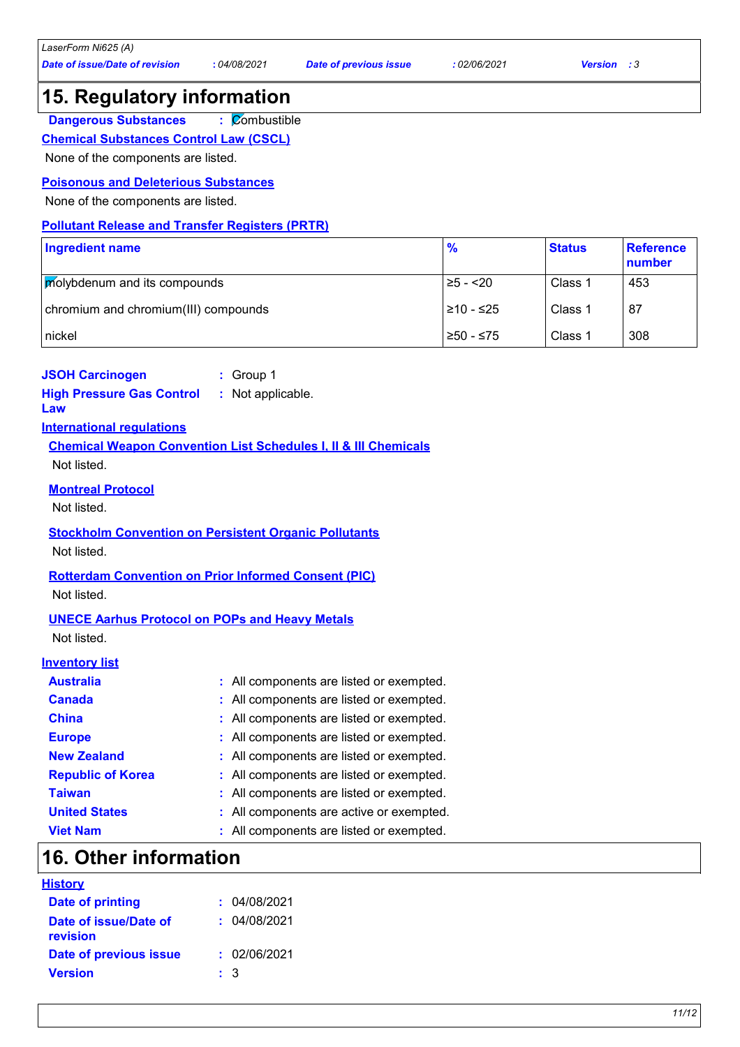## 15. Regulatory information

**Dangerous Substances** : Combustible

**Chemical Substances Control Law (CSCL)**

None of the components are listed.

**Poisonous and Deleterious Substances**

None of the components are listed.

**Pollutant Release and Transfer Registers (PRTR)**

| Ingredient name | % | Status | Reference number |
|---|---|---|---|
| molybdenum and its compounds | ≥5 - <20 | Class 1 | 453 |
| chromium and chromium(III) compounds | ≥10 - ≤25 | Class 1 | 87 |
| nickel | ≥50 - ≤75 | Class 1 | 308 |

**JSOH Carcinogen** : Group 1

**High Pressure Gas Control Law** : Not applicable.

**International regulations**

**Chemical Weapon Convention List Schedules I, II & III Chemicals**

Not listed.

**Montreal Protocol**

Not listed.

**Stockholm Convention on Persistent Organic Pollutants**

Not listed.

**Rotterdam Convention on Prior Informed Consent (PIC)**

Not listed.

**UNECE Aarhus Protocol on POPs and Heavy Metals**

Not listed.

**Inventory list**

**Australia** : All components are listed or exempted.

**Canada** : All components are listed or exempted.

**China** : All components are listed or exempted.

**Europe** : All components are listed or exempted.

**New Zealand** : All components are listed or exempted.

**Republic of Korea** : All components are listed or exempted.

**Taiwan** : All components are listed or exempted.

**United States** : All components are active or exempted.

**Viet Nam** : All components are listed or exempted.

## 16. Other information

**History**

**Date of printing** : 04/08/2021

**Date of issue/Date of revision** : 04/08/2021

**Date of previous issue** : 02/06/2021

**Version** : 3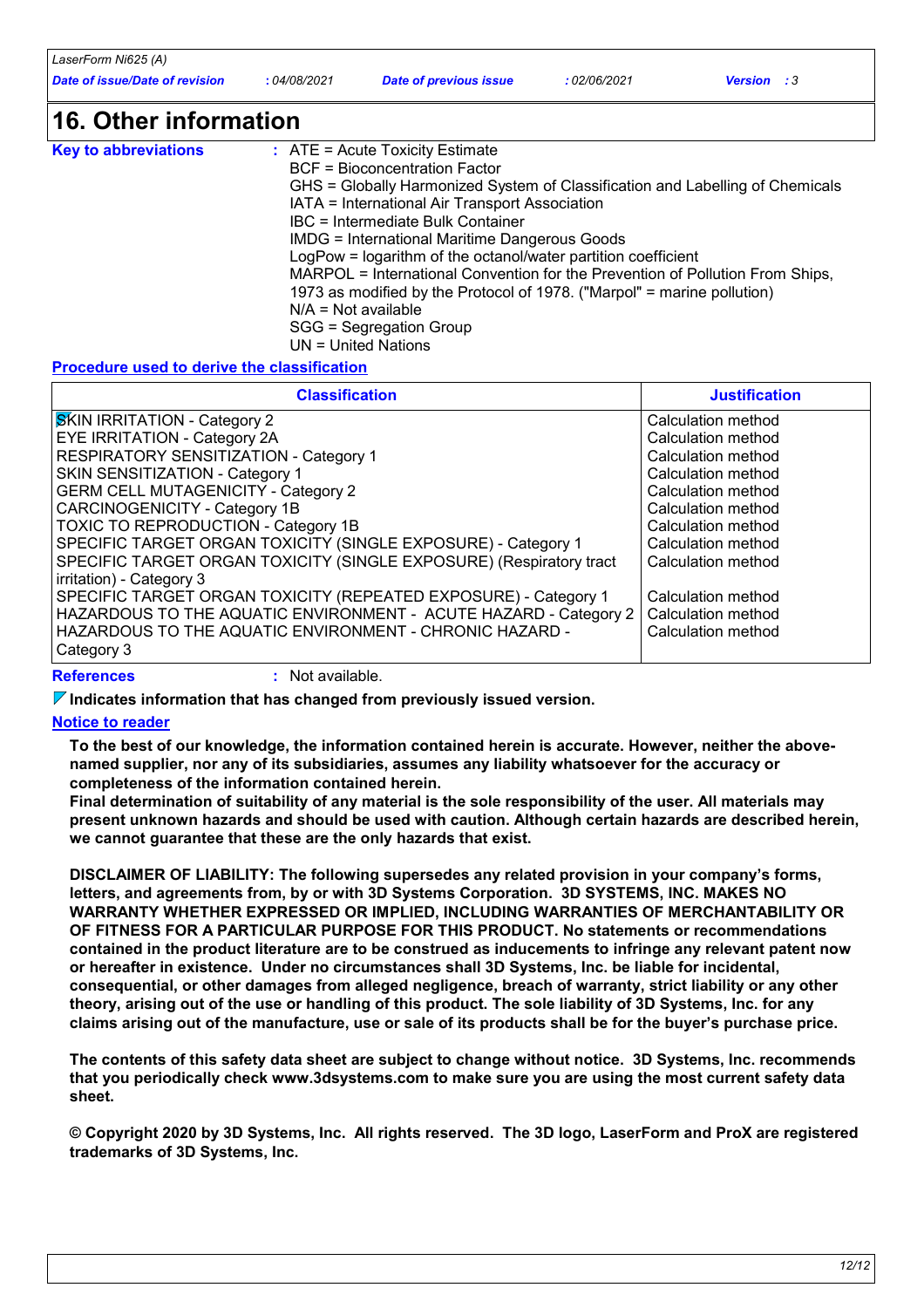## 16. Other information

**Key to abbreviations** : ATE = Acute Toxicity Estimate
BCF = Bioconcentration Factor
GHS = Globally Harmonized System of Classification and Labelling of Chemicals
IATA = International Air Transport Association
IBC = Intermediate Bulk Container
IMDG = International Maritime Dangerous Goods
LogPow = logarithm of the octanol/water partition coefficient
MARPOL = International Convention for the Prevention of Pollution From Ships, 1973 as modified by the Protocol of 1978. ("Marpol" = marine pollution)
N/A = Not available
SGG = Segregation Group
UN = United Nations

**Procedure used to derive the classification**

| Classification | Justification |
|---|---|
| SKIN IRRITATION - Category 2 | Calculation method |
| EYE IRRITATION - Category 2A | Calculation method |
| RESPIRATORY SENSITIZATION - Category 1 | Calculation method |
| SKIN SENSITIZATION - Category 1 | Calculation method |
| GERM CELL MUTAGENICITY - Category 2 | Calculation method |
| CARCINOGENICITY - Category 1B | Calculation method |
| TOXIC TO REPRODUCTION - Category 1B | Calculation method |
| SPECIFIC TARGET ORGAN TOXICITY (SINGLE EXPOSURE) - Category 1 | Calculation method |
| SPECIFIC TARGET ORGAN TOXICITY (SINGLE EXPOSURE) (Respiratory tract irritation) - Category 3 | Calculation method |
| SPECIFIC TARGET ORGAN TOXICITY (REPEATED EXPOSURE) - Category 1 | Calculation method |
| HAZARDOUS TO THE AQUATIC ENVIRONMENT - ACUTE HAZARD - Category 2 | Calculation method |
| HAZARDOUS TO THE AQUATIC ENVIRONMENT - CHRONIC HAZARD - Category 3 | Calculation method |

**References** : Not available.

**Indicates information that has changed from previously issued version.**

**Notice to reader**

**To the best of our knowledge, the information contained herein is accurate. However, neither the above-named supplier, nor any of its subsidiaries, assumes any liability whatsoever for the accuracy or completeness of the information contained herein.**
**Final determination of suitability of any material is the sole responsibility of the user. All materials may present unknown hazards and should be used with caution. Although certain hazards are described herein, we cannot guarantee that these are the only hazards that exist.**

**DISCLAIMER OF LIABILITY: The following supersedes any related provision in your company's forms, letters, and agreements from, by or with 3D Systems Corporation. 3D SYSTEMS, INC. MAKES NO WARRANTY WHETHER EXPRESSED OR IMPLIED, INCLUDING WARRANTIES OF MERCHANTABILITY OR OF FITNESS FOR A PARTICULAR PURPOSE FOR THIS PRODUCT. No statements or recommendations contained in the product literature are to be construed as inducements to infringe any relevant patent now or hereafter in existence. Under no circumstances shall 3D Systems, Inc. be liable for incidental, consequential, or other damages from alleged negligence, breach of warranty, strict liability or any other theory, arising out of the use or handling of this product. The sole liability of 3D Systems, Inc. for any claims arising out of the manufacture, use or sale of its products shall be for the buyer's purchase price.**

**The contents of this safety data sheet are subject to change without notice. 3D Systems, Inc. recommends that you periodically check www.3dsystems.com to make sure you are using the most current safety data sheet.**

**© Copyright 2020 by 3D Systems, Inc. All rights reserved. The 3D logo, LaserForm and ProX are registered trademarks of 3D Systems, Inc.**